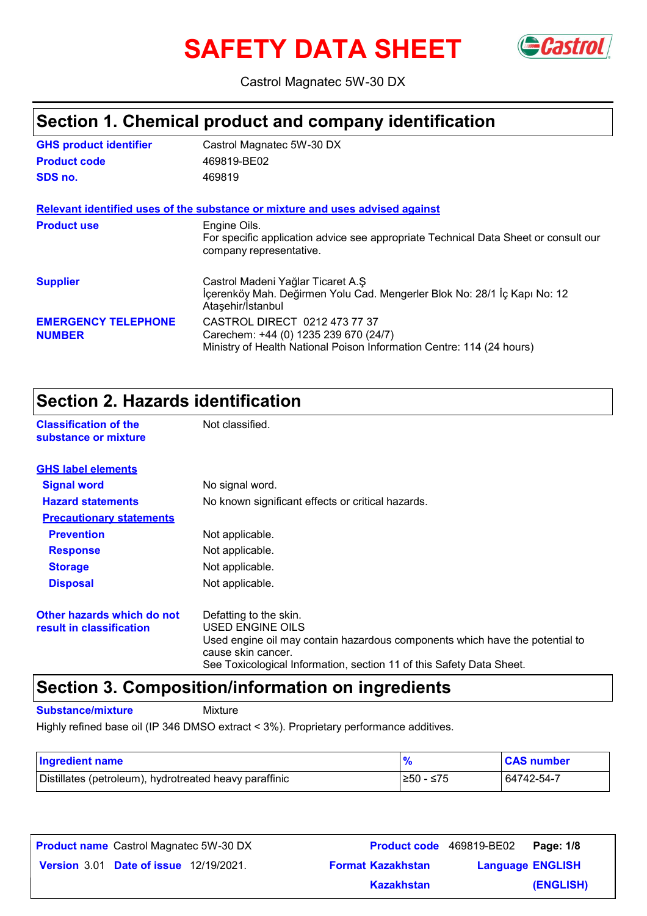# SAFETY DATA SHEET

Castrol Magnatec 5W-30 DX

## Section 1. Chemical product and company identification

**GHS product identifier** Castrol Magnatec 5W-30 DX

**Product code** 469819-BE02

**SDS no.** 469819

**Relevant identified uses of the substance or mixture and uses advised against**

**Product use** Engine Oils.
For specific application advice see appropriate Technical Data Sheet or consult our company representative.

**Supplier** Castrol Madeni Yağlar Ticaret A.Ş
İçerenköy Mah. Değirmen Yolu Cad. Mengerler Blok No: 28/1 İç Kapı No: 12
Ataşehir/İstanbul

**EMERGENCY TELEPHONE NUMBER** CASTROL DIRECT 0212 473 77 37
Carechem: +44 (0) 1235 239 670 (24/7)
Ministry of Health National Poison Information Centre: 114 (24 hours)

## Section 2. Hazards identification

**Classification of the substance or mixture** Not classified.

**GHS label elements**

**Signal word** No signal word.

**Hazard statements** No known significant effects or critical hazards.

**Precautionary statements**

**Prevention** Not applicable.

**Response** Not applicable.

**Storage** Not applicable.

**Disposal** Not applicable.

**Other hazards which do not result in classification** Defatting to the skin.
USED ENGINE OILS
Used engine oil may contain hazardous components which have the potential to cause skin cancer.
See Toxicological Information, section 11 of this Safety Data Sheet.

## Section 3. Composition/information on ingredients

**Substance/mixture** Mixture

Highly refined base oil (IP 346 DMSO extract < 3%). Proprietary performance additives.

| Ingredient name | % | CAS number |
|---|---|---|
| Distillates (petroleum), hydrotreated heavy paraffinic | ≥50 - ≤75 | 64742-54-7 |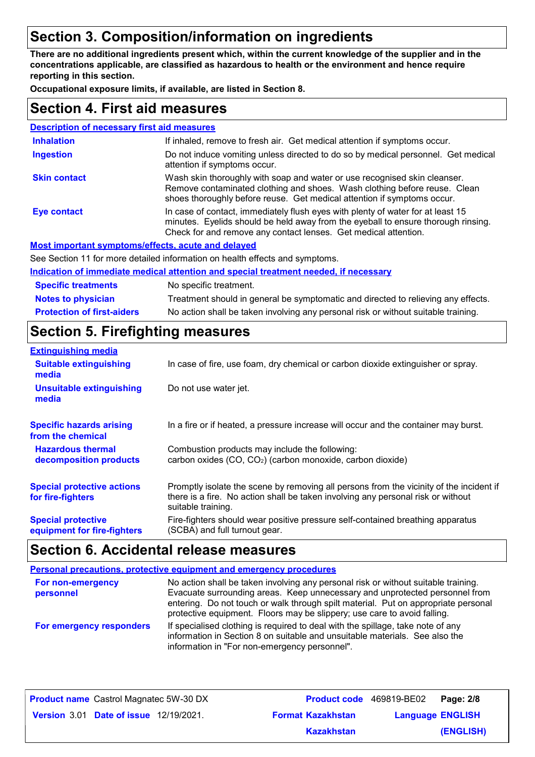## Section 3. Composition/information on ingredients

**There are no additional ingredients present which, within the current knowledge of the supplier and in the concentrations applicable, are classified as hazardous to health or the environment and hence require reporting in this section.**

**Occupational exposure limits, if available, are listed in Section 8.**

## Section 4. First aid measures

### Description of necessary first aid measures

| | |
|---|---|
| **Inhalation** | If inhaled, remove to fresh air. Get medical attention if symptoms occur. |
| **Ingestion** | Do not induce vomiting unless directed to do so by medical personnel. Get medical attention if symptoms occur. |
| **Skin contact** | Wash skin thoroughly with soap and water or use recognised skin cleanser. Remove contaminated clothing and shoes. Wash clothing before reuse. Clean shoes thoroughly before reuse. Get medical attention if symptoms occur. |
| **Eye contact** | In case of contact, immediately flush eyes with plenty of water for at least 15 minutes. Eyelids should be held away from the eyeball to ensure thorough rinsing. Check for and remove any contact lenses. Get medical attention. |

### Most important symptoms/effects, acute and delayed

See Section 11 for more detailed information on health effects and symptoms.

### Indication of immediate medical attention and special treatment needed, if necessary

| | |
|---|---|
| **Specific treatments** | No specific treatment. |
| **Notes to physician** | Treatment should in general be symptomatic and directed to relieving any effects. |
| **Protection of first-aiders** | No action shall be taken involving any personal risk or without suitable training. |

## Section 5. Firefighting measures

### Extinguishing media

| | |
|---|---|
| **Suitable extinguishing media** | In case of fire, use foam, dry chemical or carbon dioxide extinguisher or spray. |
| **Unsuitable extinguishing media** | Do not use water jet. |

| | |
|---|---|
| **Specific hazards arising from the chemical** | In a fire or if heated, a pressure increase will occur and the container may burst. |
| **Hazardous thermal decomposition products** | Combustion products may include the following: carbon oxides ($CO$, $CO_2$) (carbon monoxide, carbon dioxide) |
| **Special protective actions for fire-fighters** | Promptly isolate the scene by removing all persons from the vicinity of the incident if there is a fire. No action shall be taken involving any personal risk or without suitable training. |
| **Special protective equipment for fire-fighters** | Fire-fighters should wear positive pressure self-contained breathing apparatus (SCBA) and full turnout gear. |

## Section 6. Accidental release measures

### Personal precautions, protective equipment and emergency procedures

| | |
|---|---|
| **For non-emergency personnel** | No action shall be taken involving any personal risk or without suitable training. Evacuate surrounding areas. Keep unnecessary and unprotected personnel from entering. Do not touch or walk through spilt material. Put on appropriate personal protective equipment. Floors may be slippery; use care to avoid falling. |
| **For emergency responders** | If specialised clothing is required to deal with the spillage, take note of any information in Section 8 on suitable and unsuitable materials. See also the information in "For non-emergency personnel". |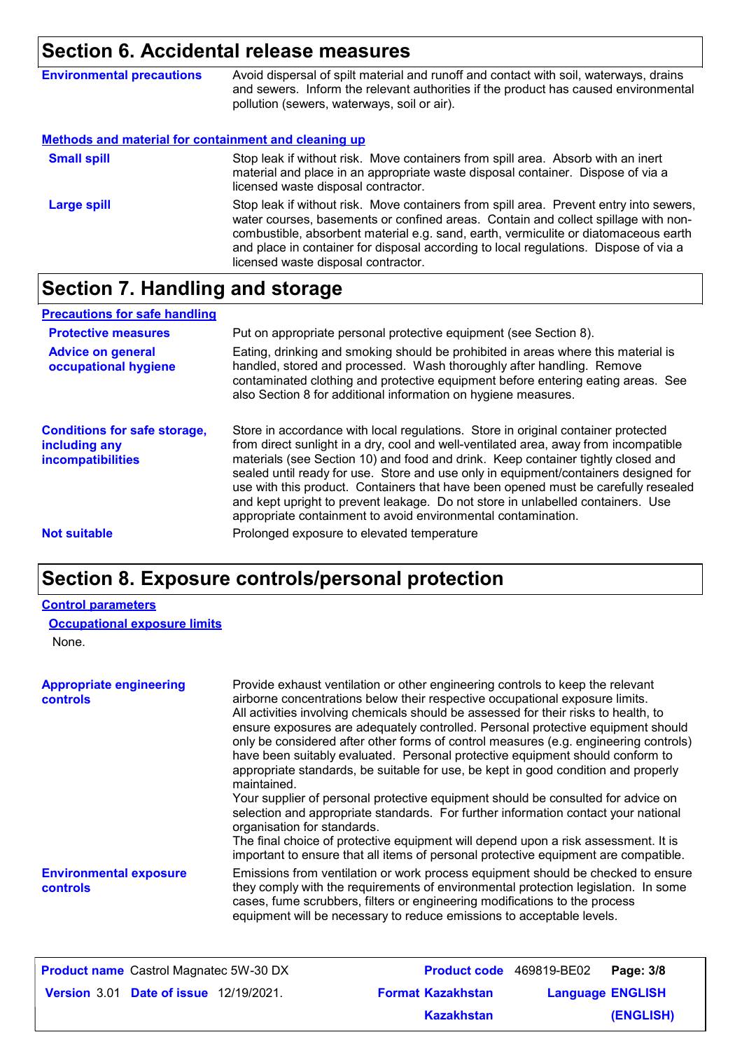## Section 6. Accidental release measures

**Environmental precautions** Avoid dispersal of spilt material and runoff and contact with soil, waterways, drains and sewers. Inform the relevant authorities if the product has caused environmental pollution (sewers, waterways, soil or air).

### Methods and material for containment and cleaning up

**Small spill** Stop leak if without risk. Move containers from spill area. Absorb with an inert material and place in an appropriate waste disposal container. Dispose of via a licensed waste disposal contractor.

**Large spill** Stop leak if without risk. Move containers from spill area. Prevent entry into sewers, water courses, basements or confined areas. Contain and collect spillage with non-combustible, absorbent material e.g. sand, earth, vermiculite or diatomaceous earth and place in container for disposal according to local regulations. Dispose of via a licensed waste disposal contractor.

## Section 7. Handling and storage

### Precautions for safe handling

**Protective measures** Put on appropriate personal protective equipment (see Section 8).

**Advice on general occupational hygiene** Eating, drinking and smoking should be prohibited in areas where this material is handled, stored and processed. Wash thoroughly after handling. Remove contaminated clothing and protective equipment before entering eating areas. See also Section 8 for additional information on hygiene measures.

**Conditions for safe storage, including any incompatibilities** Store in accordance with local regulations. Store in original container protected from direct sunlight in a dry, cool and well-ventilated area, away from incompatible materials (see Section 10) and food and drink. Keep container tightly closed and sealed until ready for use. Store and use only in equipment/containers designed for use with this product. Containers that have been opened must be carefully resealed and kept upright to prevent leakage. Do not store in unlabelled containers. Use appropriate containment to avoid environmental contamination.

**Not suitable** Prolonged exposure to elevated temperature

## Section 8. Exposure controls/personal protection

### Control parameters

#### Occupational exposure limits

None.

**Appropriate engineering controls** Provide exhaust ventilation or other engineering controls to keep the relevant airborne concentrations below their respective occupational exposure limits.
All activities involving chemicals should be assessed for their risks to health, to ensure exposures are adequately controlled. Personal protective equipment should only be considered after other forms of control measures (e.g. engineering controls) have been suitably evaluated. Personal protective equipment should conform to appropriate standards, be suitable for use, be kept in good condition and properly maintained.
Your supplier of personal protective equipment should be consulted for advice on selection and appropriate standards. For further information contact your national organisation for standards.
The final choice of protective equipment will depend upon a risk assessment. It is important to ensure that all items of personal protective equipment are compatible.

**Environmental exposure controls** Emissions from ventilation or work process equipment should be checked to ensure they comply with the requirements of environmental protection legislation. In some cases, fume scrubbers, filters or engineering modifications to the process equipment will be necessary to reduce emissions to acceptable levels.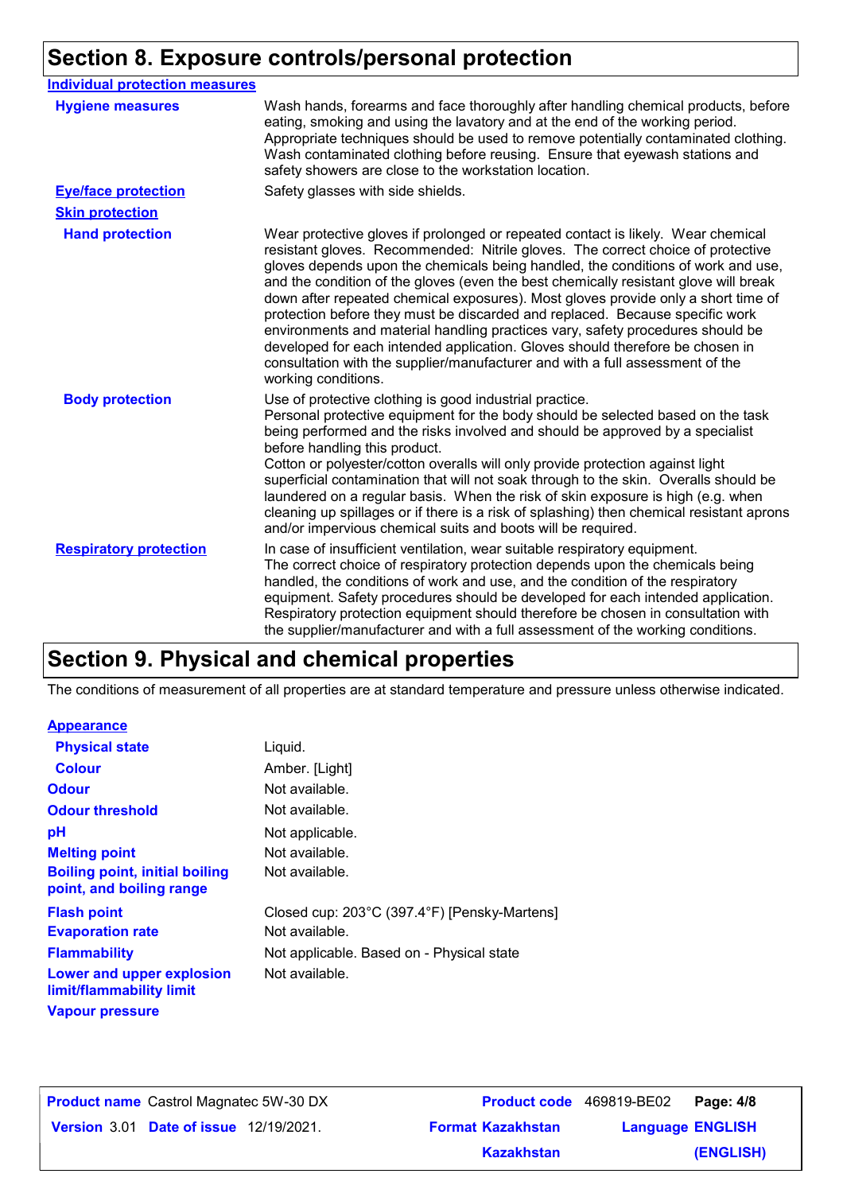## Section 8. Exposure controls/personal protection

### Individual protection measures

| | |
|---|---|
| **Hygiene measures** | Wash hands, forearms and face thoroughly after handling chemical products, before eating, smoking and using the lavatory and at the end of the working period. Appropriate techniques should be used to remove potentially contaminated clothing. Wash contaminated clothing before reusing. Ensure that eyewash stations and safety showers are close to the workstation location. |
| **Eye/face protection** | Safety glasses with side shields. |
| **Skin protection** | |
| **Hand protection** | Wear protective gloves if prolonged or repeated contact is likely. Wear chemical resistant gloves. Recommended: Nitrile gloves. The correct choice of protective gloves depends upon the chemicals being handled, the conditions of work and use, and the condition of the gloves (even the best chemically resistant glove will break down after repeated chemical exposures). Most gloves provide only a short time of protection before they must be discarded and replaced. Because specific work environments and material handling practices vary, safety procedures should be developed for each intended application. Gloves should therefore be chosen in consultation with the supplier/manufacturer and with a full assessment of the working conditions. |
| **Body protection** | Use of protective clothing is good industrial practice.<br>Personal protective equipment for the body should be selected based on the task being performed and the risks involved and should be approved by a specialist before handling this product.<br>Cotton or polyester/cotton overalls will only provide protection against light superficial contamination that will not soak through to the skin. Overalls should be laundered on a regular basis. When the risk of skin exposure is high (e.g. when cleaning up spillages or if there is a risk of splashing) then chemical resistant aprons and/or impervious chemical suits and boots will be required. |
| **Respiratory protection** | In case of insufficient ventilation, wear suitable respiratory equipment.<br>The correct choice of respiratory protection depends upon the chemicals being handled, the conditions of work and use, and the condition of the respiratory equipment. Safety procedures should be developed for each intended application. Respiratory protection equipment should therefore be chosen in consultation with the supplier/manufacturer and with a full assessment of the working conditions. |

## Section 9. Physical and chemical properties

The conditions of measurement of all properties are at standard temperature and pressure unless otherwise indicated.

### Appearance

| | |
|---|---|
| **Physical state** | Liquid. |
| **Colour** | Amber. [Light] |
| **Odour** | Not available. |
| **Odour threshold** | Not available. |
| **pH** | Not applicable. |
| **Melting point** | Not available. |
| **Boiling point, initial boiling point, and boiling range** | Not available. |
| **Flash point** | Closed cup: 203°C (397.4°F) [Pensky-Martens] |
| **Evaporation rate** | Not available. |
| **Flammability** | Not applicable. Based on - Physical state |
| **Lower and upper explosion limit/flammability limit** | Not available. |
| **Vapour pressure** | |

| | | | |
|---|---|---|---|
| **Product name** Castrol Magnatec 5W-30 DX | | **Product code** 469819-BE02 | **Page: 4/8** |
| **Version** 3.01 | **Date of issue** 12/19/2021. | **Format** Kazakhstan Kazakhstan | **Language** ENGLISH (ENGLISH) |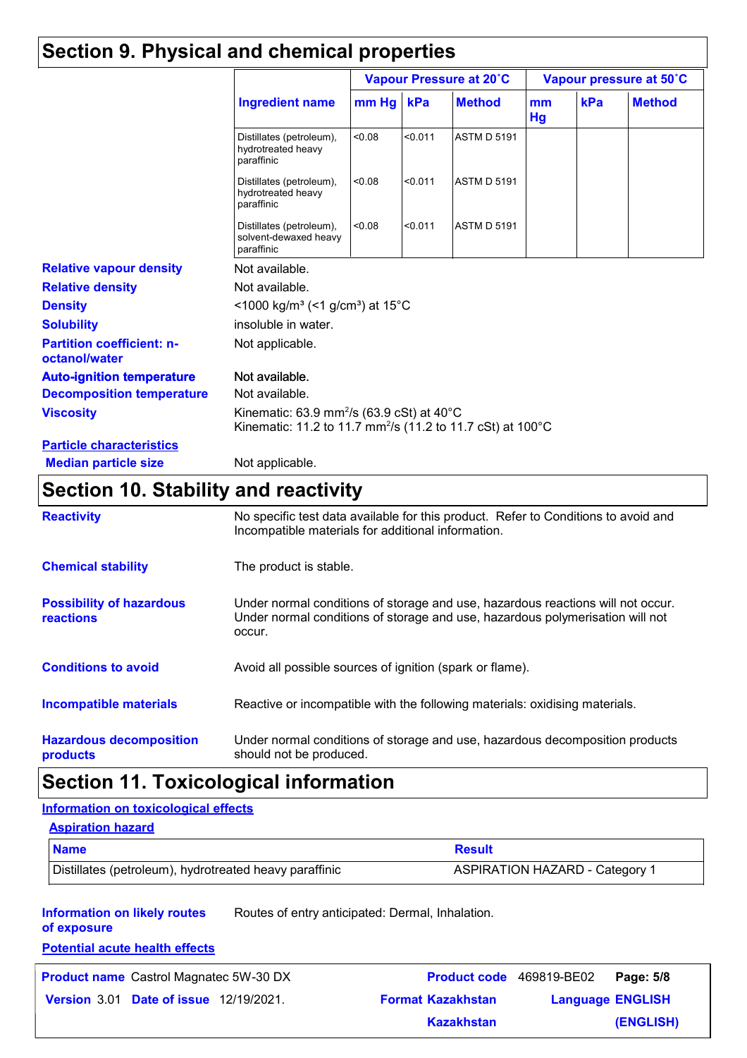## Section 9. Physical and chemical properties

| Ingredient name | Vapour Pressure at 20˚C | | | Vapour pressure at 50˚C | | |
|---|---|---|---|---|---|---|
| | mm Hg | kPa | Method | mm Hg | kPa | Method |
| Distillates (petroleum), hydrotreated heavy paraffinic | <0.08 | <0.011 | ASTM D 5191 | | | |
| Distillates (petroleum), hydrotreated heavy paraffinic | <0.08 | <0.011 | ASTM D 5191 | | | |
| Distillates (petroleum), solvent-dewaxed heavy paraffinic | <0.08 | <0.011 | ASTM D 5191 | | | |

**Relative vapour density** Not available.

**Relative density** Not available.

**Density** <1000 kg/m³ (<1 g/cm³) at 15°C

**Solubility** insoluble in water.

**Partition coefficient: n-octanol/water** Not applicable.

**Auto-ignition temperature** Not available.

**Decomposition temperature** Not available.

**Viscosity** Kinematic: 63.9 mm²/s (63.9 cSt) at 40°C
Kinematic: 11.2 to 11.7 mm²/s (11.2 to 11.7 cSt) at 100°C

**Particle characteristics**

**Median particle size** Not applicable.

## Section 10. Stability and reactivity

**Reactivity** No specific test data available for this product. Refer to Conditions to avoid and Incompatible materials for additional information.

**Chemical stability** The product is stable.

**Possibility of hazardous reactions** Under normal conditions of storage and use, hazardous reactions will not occur. Under normal conditions of storage and use, hazardous polymerisation will not occur.

**Conditions to avoid** Avoid all possible sources of ignition (spark or flame).

**Incompatible materials** Reactive or incompatible with the following materials: oxidising materials.

**Hazardous decomposition products** Under normal conditions of storage and use, hazardous decomposition products should not be produced.

## Section 11. Toxicological information

**Information on toxicological effects**

**Aspiration hazard**

| Name | Result |
|---|---|
| Distillates (petroleum), hydrotreated heavy paraffinic | ASPIRATION HAZARD - Category 1 |

**Information on likely routes of exposure** Routes of entry anticipated: Dermal, Inhalation.

**Potential acute health effects**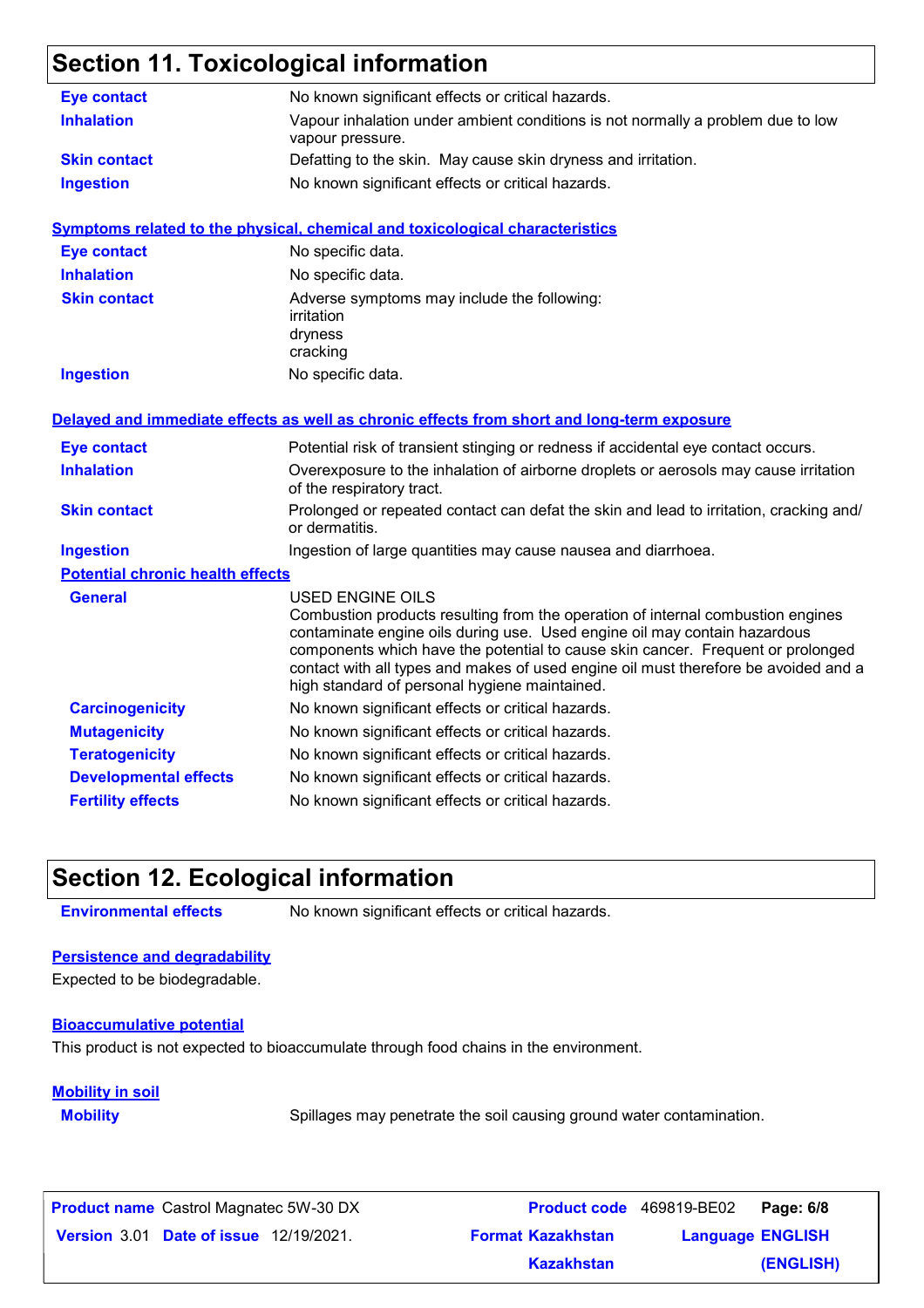## Section 11. Toxicological information

| | |
|---|---|
| **Eye contact** | No known significant effects or critical hazards. |
| **Inhalation** | Vapour inhalation under ambient conditions is not normally a problem due to low vapour pressure. |
| **Skin contact** | Defatting to the skin. May cause skin dryness and irritation. |
| **Ingestion** | No known significant effects or critical hazards. |

### Symptoms related to the physical, chemical and toxicological characteristics

| | |
|---|---|
| **Eye contact** | No specific data. |
| **Inhalation** | No specific data. |
| **Skin contact** | Adverse symptoms may include the following: irritation dryness cracking |
| **Ingestion** | No specific data. |

### Delayed and immediate effects as well as chronic effects from short and long-term exposure

| | |
|---|---|
| **Eye contact** | Potential risk of transient stinging or redness if accidental eye contact occurs. |
| **Inhalation** | Overexposure to the inhalation of airborne droplets or aerosols may cause irritation of the respiratory tract. |
| **Skin contact** | Prolonged or repeated contact can defat the skin and lead to irritation, cracking and/ or dermatitis. |
| **Ingestion** | Ingestion of large quantities may cause nausea and diarrhoea. |

#### Potential chronic health effects

| | |
|---|---|
| **General** | USED ENGINE OILS<br>Combustion products resulting from the operation of internal combustion engines contaminate engine oils during use. Used engine oil may contain hazardous components which have the potential to cause skin cancer. Frequent or prolonged contact with all types and makes of used engine oil must therefore be avoided and a high standard of personal hygiene maintained. |
| **Carcinogenicity** | No known significant effects or critical hazards. |
| **Mutagenicity** | No known significant effects or critical hazards. |
| **Teratogenicity** | No known significant effects or critical hazards. |
| **Developmental effects** | No known significant effects or critical hazards. |
| **Fertility effects** | No known significant effects or critical hazards. |

## Section 12. Ecological information

**Environmental effects** No known significant effects or critical hazards.

### Persistence and degradability

Expected to be biodegradable.

### Bioaccumulative potential

This product is not expected to bioaccumulate through food chains in the environment.

### Mobility in soil

**Mobility** Spillages may penetrate the soil causing ground water contamination.

**Product name** Castrol Magnatec 5W-30 DX **Product code** 469819-BE02
**Version** 3.01 **Date of issue** 12/19/2021. **Format** Kazakhstan Kazakhstan **Language** ENGLISH (ENGLISH)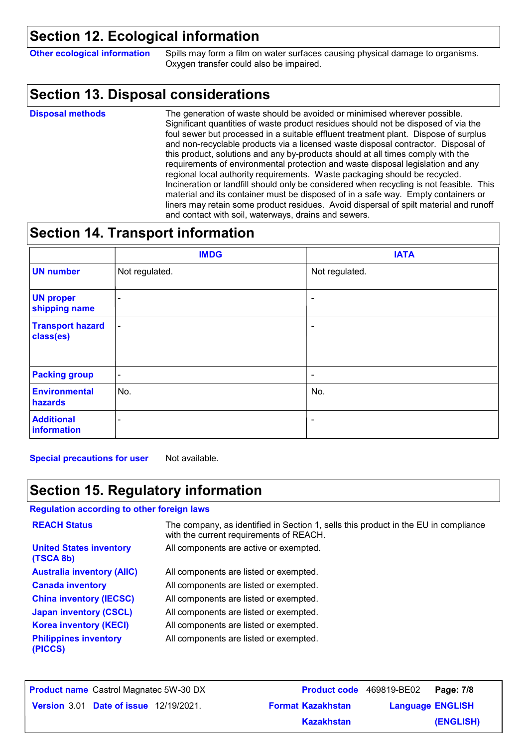## Section 12. Ecological information

**Other ecological information** Spills may form a film on water surfaces causing physical damage to organisms. Oxygen transfer could also be impaired.

## Section 13. Disposal considerations

**Disposal methods** The generation of waste should be avoided or minimised wherever possible. Significant quantities of waste product residues should not be disposed of via the foul sewer but processed in a suitable effluent treatment plant. Dispose of surplus and non-recyclable products via a licensed waste disposal contractor. Disposal of this product, solutions and any by-products should at all times comply with the requirements of environmental protection and waste disposal legislation and any regional local authority requirements. Waste packaging should be recycled. Incineration or landfill should only be considered when recycling is not feasible. This material and its container must be disposed of in a safe way. Empty containers or liners may retain some product residues. Avoid dispersal of spilt material and runoff and contact with soil, waterways, drains and sewers.

## Section 14. Transport information

| | IMDG | IATA |
|---|---|---|
| **UN number** | Not regulated. | Not regulated. |
| **UN proper shipping name** | - | - |
| **Transport hazard class(es)** | - | - |
| **Packing group** | - | - |
| **Environmental hazards** | No. | No. |
| **Additional information** | - | - |

**Special precautions for user** Not available.

## Section 15. Regulatory information

**Regulation according to other foreign laws**

**REACH Status** The company, as identified in Section 1, sells this product in the EU in compliance with the current requirements of REACH.

**United States inventory (TSCA 8b)** All components are active or exempted.

**Australia inventory (AIIC)** All components are listed or exempted.

**Canada inventory** All components are listed or exempted.

**China inventory (IECSC)** All components are listed or exempted.

**Japan inventory (CSCL)** All components are listed or exempted.

**Korea inventory (KECI)** All components are listed or exempted.

**Philippines inventory (PICCS)** All components are listed or exempted.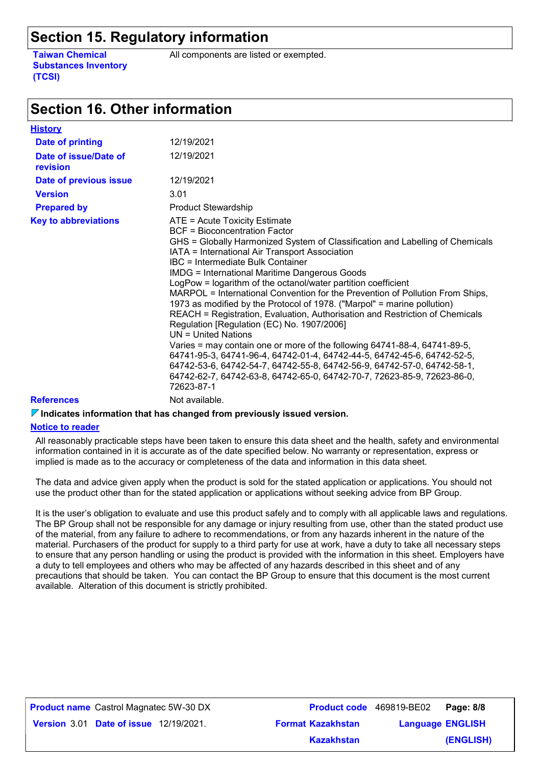## Section 15. Regulatory information

**Taiwan Chemical Substances Inventory (TCSI)** All components are listed or exempted.

## Section 16. Other information

**History**

| | |
|---|---|
| **Date of printing** | 12/19/2021 |
| **Date of issue/Date of revision** | 12/19/2021 |
| **Date of previous issue** | 12/19/2021 |
| **Version** | 3.01 |
| **Prepared by** | Product Stewardship |

**Key to abbreviations**

ATE = Acute Toxicity Estimate
BCF = Bioconcentration Factor
GHS = Globally Harmonized System of Classification and Labelling of Chemicals
IATA = International Air Transport Association
IBC = Intermediate Bulk Container
IMDG = International Maritime Dangerous Goods
LogPow = logarithm of the octanol/water partition coefficient
MARPOL = International Convention for the Prevention of Pollution From Ships, 1973 as modified by the Protocol of 1978. ("Marpol" = marine pollution)
REACH = Registration, Evaluation, Authorisation and Restriction of Chemicals Regulation [Regulation (EC) No. 1907/2006]
UN = United Nations
Varies = may contain one or more of the following 64741-88-4, 64741-89-5, 64741-95-3, 64741-96-4, 64742-01-4, 64742-44-5, 64742-45-6, 64742-52-5, 64742-53-6, 64742-54-7, 64742-55-8, 64742-56-9, 64742-57-0, 64742-58-1, 64742-62-7, 64742-63-8, 64742-65-0, 64742-70-7, 72623-85-9, 72623-86-0, 72623-87-1

**References** Not available.

**Indicates information that has changed from previously issued version.**

**Notice to reader**

All reasonably practicable steps have been taken to ensure this data sheet and the health, safety and environmental information contained in it is accurate as of the date specified below. No warranty or representation, express or implied is made as to the accuracy or completeness of the data and information in this data sheet.

The data and advice given apply when the product is sold for the stated application or applications. You should not use the product other than for the stated application or applications without seeking advice from BP Group.

It is the user's obligation to evaluate and use this product safely and to comply with all applicable laws and regulations. The BP Group shall not be responsible for any damage or injury resulting from use, other than the stated product use of the material, from any failure to adhere to recommendations, or from any hazards inherent in the nature of the material. Purchasers of the product for supply to a third party for use at work, have a duty to take all necessary steps to ensure that any person handling or using the product is provided with the information in this sheet. Employers have a duty to tell employees and others who may be affected of any hazards described in this sheet and of any precautions that should be taken. You can contact the BP Group to ensure that this document is the most current available. Alteration of this document is strictly prohibited.